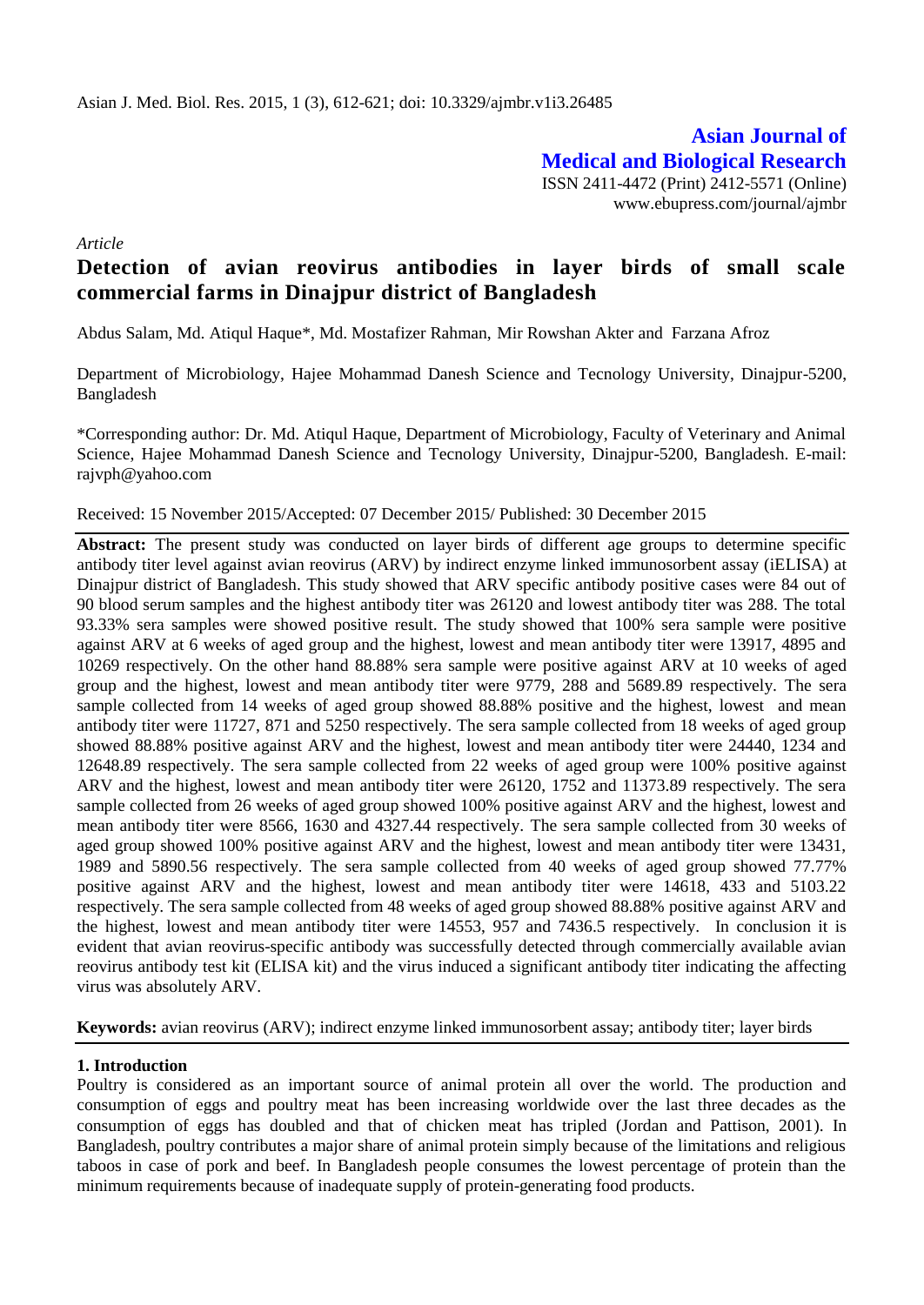Asian J. Med. Biol. Res. 2015, 1 (3), 612-621; doi: 10.3329/ajmbr.v1i3.26485

**Asian Journal of Medical and Biological Research**

ISSN 2411-4472 (Print) 2412-5571 (Online)
www.ebupress.com/journal/ajmbr

*Article*

# Detection of avian reovirus antibodies in layer birds of small scale commercial farms in Dinajpur district of Bangladesh

Abdus Salam, Md. Atiqul Haque*, Md. Mostafizer Rahman, Mir Rowshan Akter and Farzana Afroz

Department of Microbiology, Hajee Mohammad Danesh Science and Tecnology University, Dinajpur-5200, Bangladesh

*Corresponding author: Dr. Md. Atiqul Haque, Department of Microbiology, Faculty of Veterinary and Animal Science, Hajee Mohammad Danesh Science and Tecnology University, Dinajpur-5200, Bangladesh. E-mail: rajvph@yahoo.com

Received: 15 November 2015/Accepted: 07 December 2015/ Published: 30 December 2015

**Abstract:** The present study was conducted on layer birds of different age groups to determine specific antibody titer level against avian reovirus (ARV) by indirect enzyme linked immunosorbent assay (iELISA) at Dinajpur district of Bangladesh. This study showed that ARV specific antibody positive cases were 84 out of 90 blood serum samples and the highest antibody titer was 26120 and lowest antibody titer was 288. The total 93.33% sera samples were showed positive result. The study showed that 100% sera sample were positive against ARV at 6 weeks of aged group and the highest, lowest and mean antibody titer were 13917, 4895 and 10269 respectively. On the other hand 88.88% sera sample were positive against ARV at 10 weeks of aged group and the highest, lowest and mean antibody titer were 9779, 288 and 5689.89 respectively. The sera sample collected from 14 weeks of aged group showed 88.88% positive and the highest, lowest and mean antibody titer were 11727, 871 and 5250 respectively. The sera sample collected from 18 weeks of aged group showed 88.88% positive against ARV and the highest, lowest and mean antibody titer were 24440, 1234 and 12648.89 respectively. The sera sample collected from 22 weeks of aged group were 100% positive against ARV and the highest, lowest and mean antibody titer were 26120, 1752 and 11373.89 respectively. The sera sample collected from 26 weeks of aged group showed 100% positive against ARV and the highest, lowest and mean antibody titer were 8566, 1630 and 4327.44 respectively. The sera sample collected from 30 weeks of aged group showed 100% positive against ARV and the highest, lowest and mean antibody titer were 13431, 1989 and 5890.56 respectively. The sera sample collected from 40 weeks of aged group showed 77.77% positive against ARV and the highest, lowest and mean antibody titer were 14618, 433 and 5103.22 respectively. The sera sample collected from 48 weeks of aged group showed 88.88% positive against ARV and the highest, lowest and mean antibody titer were 14553, 957 and 7436.5 respectively. In conclusion it is evident that avian reovirus-specific antibody was successfully detected through commercially available avian reovirus antibody test kit (ELISA kit) and the virus induced a significant antibody titer indicating the affecting virus was absolutely ARV.

**Keywords:** avian reovirus (ARV); indirect enzyme linked immunosorbent assay; antibody titer; layer birds

## 1. Introduction

Poultry is considered as an important source of animal protein all over the world. The production and consumption of eggs and poultry meat has been increasing worldwide over the last three decades as the consumption of eggs has doubled and that of chicken meat has tripled (Jordan and Pattison, 2001). In Bangladesh, poultry contributes a major share of animal protein simply because of the limitations and religious taboos in case of pork and beef. In Bangladesh people consumes the lowest percentage of protein than the minimum requirements because of inadequate supply of protein-generating food products.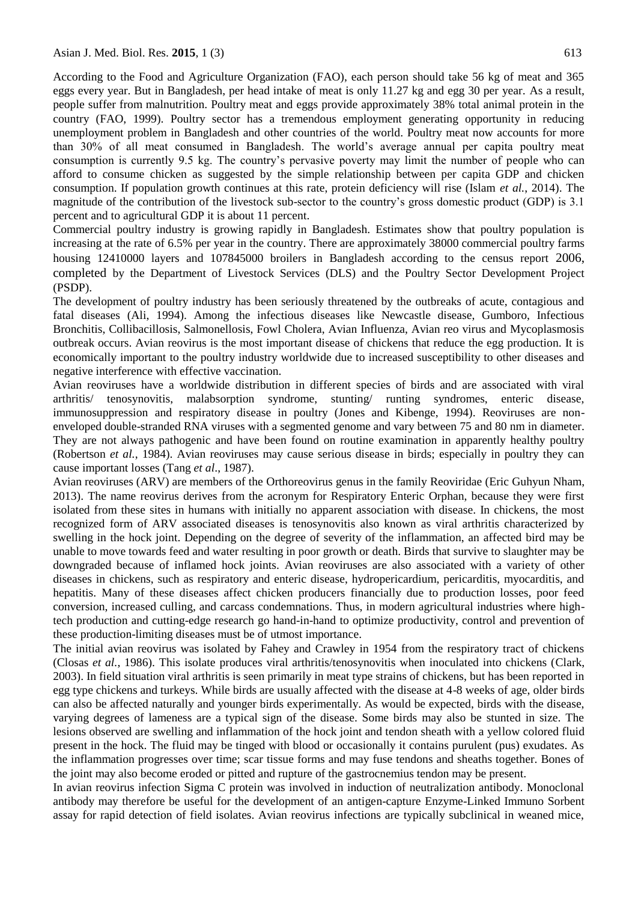According to the Food and Agriculture Organization (FAO), each person should take 56 kg of meat and 365 eggs every year. But in Bangladesh, per head intake of meat is only 11.27 kg and egg 30 per year. As a result, people suffer from malnutrition. Poultry meat and eggs provide approximately 38% total animal protein in the country (FAO, 1999). Poultry sector has a tremendous employment generating opportunity in reducing unemployment problem in Bangladesh and other countries of the world. Poultry meat now accounts for more than 30% of all meat consumed in Bangladesh. The world's average annual per capita poultry meat consumption is currently 9.5 kg. The country's pervasive poverty may limit the number of people who can afford to consume chicken as suggested by the simple relationship between per capita GDP and chicken consumption. If population growth continues at this rate, protein deficiency will rise (Islam *et al.*, 2014). The magnitude of the contribution of the livestock sub-sector to the country's gross domestic product (GDP) is 3.1 percent and to agricultural GDP it is about 11 percent.

Commercial poultry industry is growing rapidly in Bangladesh. Estimates show that poultry population is increasing at the rate of 6.5% per year in the country. There are approximately 38000 commercial poultry farms housing 12410000 layers and 107845000 broilers in Bangladesh according to the census report 2006, completed by the Department of Livestock Services (DLS) and the Poultry Sector Development Project (PSDP).

The development of poultry industry has been seriously threatened by the outbreaks of acute, contagious and fatal diseases (Ali, 1994). Among the infectious diseases like Newcastle disease, Gumboro, Infectious Bronchitis, Collibacillosis, Salmonellosis, Fowl Cholera, Avian Influenza, Avian reo virus and Mycoplasmosis outbreak occurs. Avian reovirus is the most important disease of chickens that reduce the egg production. It is economically important to the poultry industry worldwide due to increased susceptibility to other diseases and negative interference with effective vaccination.

Avian reoviruses have a worldwide distribution in different species of birds and are associated with viral arthritis/ tenosynovitis, malabsorption syndrome, stunting/ runting syndromes, enteric disease, immunosuppression and respiratory disease in poultry (Jones and Kibenge, 1994). Reoviruses are non-enveloped double-stranded RNA viruses with a segmented genome and vary between 75 and 80 nm in diameter. They are not always pathogenic and have been found on routine examination in apparently healthy poultry (Robertson *et al.*, 1984). Avian reoviruses may cause serious disease in birds; especially in poultry they can cause important losses (Tang *et al*., 1987).

Avian reoviruses (ARV) are members of the Orthoreovirus genus in the family Reoviridae (Eric Guhyun Nham, 2013). The name reovirus derives from the acronym for Respiratory Enteric Orphan, because they were first isolated from these sites in humans with initially no apparent association with disease. In chickens, the most recognized form of ARV associated diseases is tenosynovitis also known as viral arthritis characterized by swelling in the hock joint. Depending on the degree of severity of the inflammation, an affected bird may be unable to move towards feed and water resulting in poor growth or death. Birds that survive to slaughter may be downgraded because of inflamed hock joints. Avian reoviruses are also associated with a variety of other diseases in chickens, such as respiratory and enteric disease, hydropericardium, pericarditis, myocarditis, and hepatitis. Many of these diseases affect chicken producers financially due to production losses, poor feed conversion, increased culling, and carcass condemnations. Thus, in modern agricultural industries where high-tech production and cutting-edge research go hand-in-hand to optimize productivity, control and prevention of these production-limiting diseases must be of utmost importance.

The initial avian reovirus was isolated by Fahey and Crawley in 1954 from the respiratory tract of chickens (Closas *et al.*, 1986). This isolate produces viral arthritis/tenosynovitis when inoculated into chickens (Clark, 2003). In field situation viral arthritis is seen primarily in meat type strains of chickens, but has been reported in egg type chickens and turkeys. While birds are usually affected with the disease at 4-8 weeks of age, older birds can also be affected naturally and younger birds experimentally. As would be expected, birds with the disease, varying degrees of lameness are a typical sign of the disease. Some birds may also be stunted in size. The lesions observed are swelling and inflammation of the hock joint and tendon sheath with a yellow colored fluid present in the hock. The fluid may be tinged with blood or occasionally it contains purulent (pus) exudates. As the inflammation progresses over time; scar tissue forms and may fuse tendons and sheaths together. Bones of the joint may also become eroded or pitted and rupture of the gastrocnemius tendon may be present.

In avian reovirus infection Sigma C protein was involved in induction of neutralization antibody. Monoclonal antibody may therefore be useful for the development of an antigen-capture Enzyme-Linked Immuno Sorbent assay for rapid detection of field isolates. Avian reovirus infections are typically subclinical in weaned mice,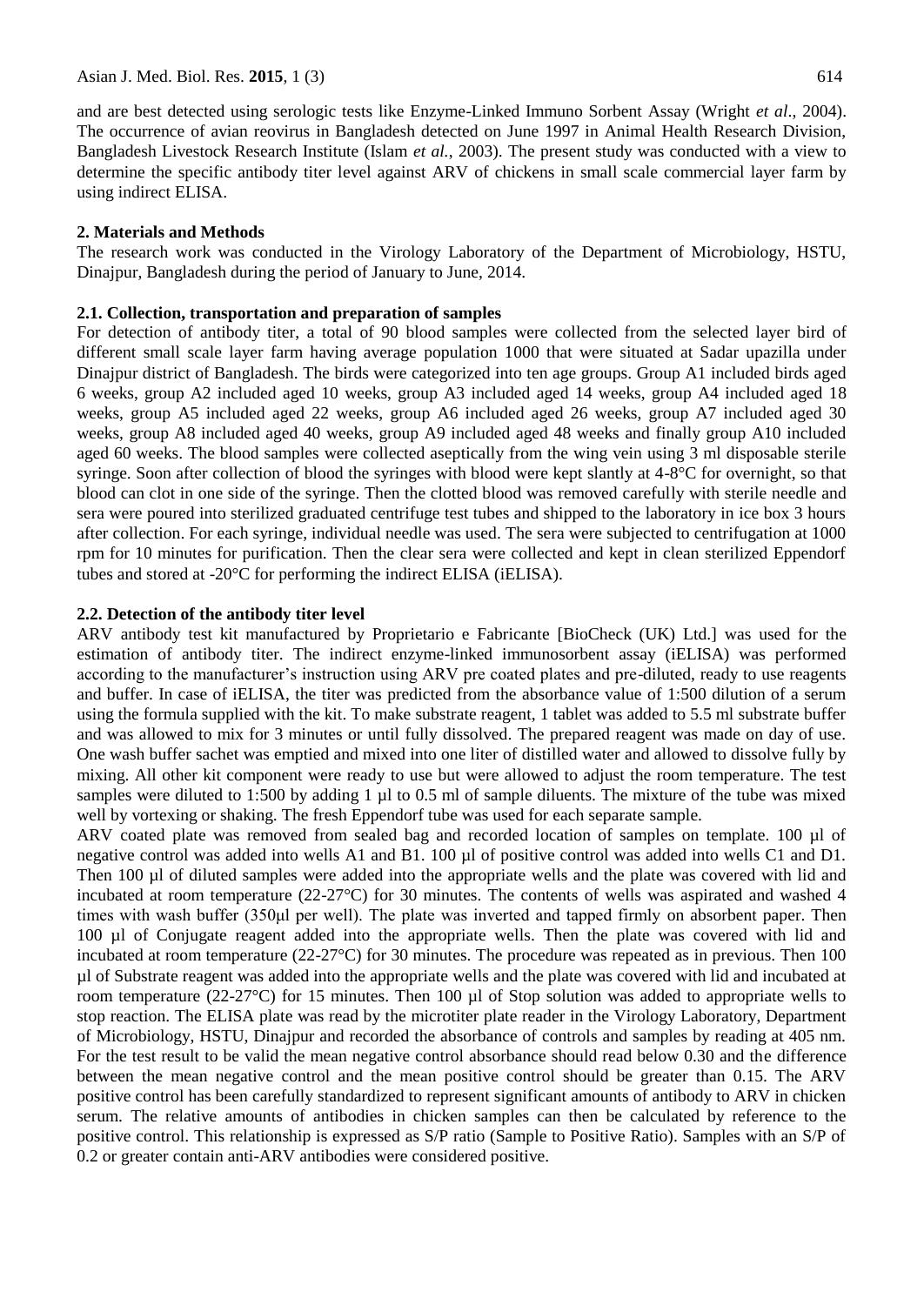and are best detected using serologic tests like Enzyme-Linked Immuno Sorbent Assay (Wright *et al*., 2004). The occurrence of avian reovirus in Bangladesh detected on June 1997 in Animal Health Research Division, Bangladesh Livestock Research Institute (Islam *et al.*, 2003). The present study was conducted with a view to determine the specific antibody titer level against ARV of chickens in small scale commercial layer farm by using indirect ELISA.

## 2. Materials and Methods

The research work was conducted in the Virology Laboratory of the Department of Microbiology, HSTU, Dinajpur, Bangladesh during the period of January to June, 2014.

### 2.1. Collection, transportation and preparation of samples

For detection of antibody titer, a total of 90 blood samples were collected from the selected layer bird of different small scale layer farm having average population 1000 that were situated at Sadar upazilla under Dinajpur district of Bangladesh. The birds were categorized into ten age groups. Group A1 included birds aged 6 weeks, group A2 included aged 10 weeks, group A3 included aged 14 weeks, group A4 included aged 18 weeks, group A5 included aged 22 weeks, group A6 included aged 26 weeks, group A7 included aged 30 weeks, group A8 included aged 40 weeks, group A9 included aged 48 weeks and finally group A10 included aged 60 weeks. The blood samples were collected aseptically from the wing vein using 3 ml disposable sterile syringe. Soon after collection of blood the syringes with blood were kept slantly at 4-8°C for overnight, so that blood can clot in one side of the syringe. Then the clotted blood was removed carefully with sterile needle and sera were poured into sterilized graduated centrifuge test tubes and shipped to the laboratory in ice box 3 hours after collection. For each syringe, individual needle was used. The sera were subjected to centrifugation at 1000 rpm for 10 minutes for purification. Then the clear sera were collected and kept in clean sterilized Eppendorf tubes and stored at -20°C for performing the indirect ELISA (iELISA).

### 2.2. Detection of the antibody titer level

ARV antibody test kit manufactured by Proprietario e Fabricante [BioCheck (UK) Ltd.] was used for the estimation of antibody titer. The indirect enzyme-linked immunosorbent assay (iELISA) was performed according to the manufacturer's instruction using ARV pre coated plates and pre-diluted, ready to use reagents and buffer. In case of iELISA, the titer was predicted from the absorbance value of 1:500 dilution of a serum using the formula supplied with the kit. To make substrate reagent, 1 tablet was added to 5.5 ml substrate buffer and was allowed to mix for 3 minutes or until fully dissolved. The prepared reagent was made on day of use. One wash buffer sachet was emptied and mixed into one liter of distilled water and allowed to dissolve fully by mixing. All other kit component were ready to use but were allowed to adjust the room temperature. The test samples were diluted to 1:500 by adding 1 µl to 0.5 ml of sample diluents. The mixture of the tube was mixed well by vortexing or shaking. The fresh Eppendorf tube was used for each separate sample.

ARV coated plate was removed from sealed bag and recorded location of samples on template. 100 µl of negative control was added into wells A1 and B1. 100 µl of positive control was added into wells C1 and D1. Then 100 µl of diluted samples were added into the appropriate wells and the plate was covered with lid and incubated at room temperature (22-27°C) for 30 minutes. The contents of wells was aspirated and washed 4 times with wash buffer (350µl per well). The plate was inverted and tapped firmly on absorbent paper. Then 100 µl of Conjugate reagent added into the appropriate wells. Then the plate was covered with lid and incubated at room temperature (22-27°C) for 30 minutes. The procedure was repeated as in previous. Then 100 µl of Substrate reagent was added into the appropriate wells and the plate was covered with lid and incubated at room temperature (22-27°C) for 15 minutes. Then 100 µl of Stop solution was added to appropriate wells to stop reaction. The ELISA plate was read by the microtiter plate reader in the Virology Laboratory, Department of Microbiology, HSTU, Dinajpur and recorded the absorbance of controls and samples by reading at 405 nm. For the test result to be valid the mean negative control absorbance should read below 0.30 and the difference between the mean negative control and the mean positive control should be greater than 0.15. The ARV positive control has been carefully standardized to represent significant amounts of antibody to ARV in chicken serum. The relative amounts of antibodies in chicken samples can then be calculated by reference to the positive control. This relationship is expressed as S/P ratio (Sample to Positive Ratio). Samples with an S/P of 0.2 or greater contain anti-ARV antibodies were considered positive.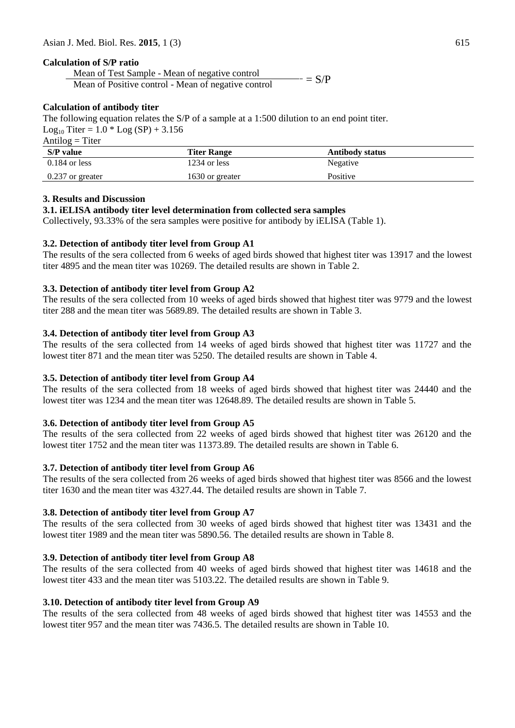**Calculation of S/P ratio**

$$\frac{\text{Mean of Test Sample - Mean of negative control}}{\text{Mean of Positive control - Mean of negative control}} = S/P$$

**Calculation of antibody titer**

The following equation relates the S/P of a sample at a 1:500 dilution to an end point titer.

$Log_{10}$ Titer = 1.0 * Log (SP) + 3.156

Antilog = Titer

| S/P value | Titer Range | Antibody status |
|---|---|---|
| 0.184 or less | 1234 or less | Negative |
| 0.237 or greater | 1630 or greater | Positive |

## 3. Results and Discussion

### 3.1. iELISA antibody titer level determination from collected sera samples

Collectively, 93.33% of the sera samples were positive for antibody by iELISA (Table 1).

### 3.2. Detection of antibody titer level from Group A1

The results of the sera collected from 6 weeks of aged birds showed that highest titer was 13917 and the lowest titer 4895 and the mean titer was 10269. The detailed results are shown in Table 2.

### 3.3. Detection of antibody titer level from Group A2

The results of the sera collected from 10 weeks of aged birds showed that highest titer was 9779 and the lowest titer 288 and the mean titer was 5689.89. The detailed results are shown in Table 3.

### 3.4. Detection of antibody titer level from Group A3

The results of the sera collected from 14 weeks of aged birds showed that highest titer was 11727 and the lowest titer 871 and the mean titer was 5250. The detailed results are shown in Table 4.

### 3.5. Detection of antibody titer level from Group A4

The results of the sera collected from 18 weeks of aged birds showed that highest titer was 24440 and the lowest titer was 1234 and the mean titer was 12648.89. The detailed results are shown in Table 5.

### 3.6. Detection of antibody titer level from Group A5

The results of the sera collected from 22 weeks of aged birds showed that highest titer was 26120 and the lowest titer 1752 and the mean titer was 11373.89. The detailed results are shown in Table 6.

### 3.7. Detection of antibody titer level from Group A6

The results of the sera collected from 26 weeks of aged birds showed that highest titer was 8566 and the lowest titer 1630 and the mean titer was 4327.44. The detailed results are shown in Table 7.

### 3.8. Detection of antibody titer level from Group A7

The results of the sera collected from 30 weeks of aged birds showed that highest titer was 13431 and the lowest titer 1989 and the mean titer was 5890.56. The detailed results are shown in Table 8.

### 3.9. Detection of antibody titer level from Group A8

The results of the sera collected from 40 weeks of aged birds showed that highest titer was 14618 and the lowest titer 433 and the mean titer was 5103.22. The detailed results are shown in Table 9.

### 3.10. Detection of antibody titer level from Group A9

The results of the sera collected from 48 weeks of aged birds showed that highest titer was 14553 and the lowest titer 957 and the mean titer was 7436.5. The detailed results are shown in Table 10.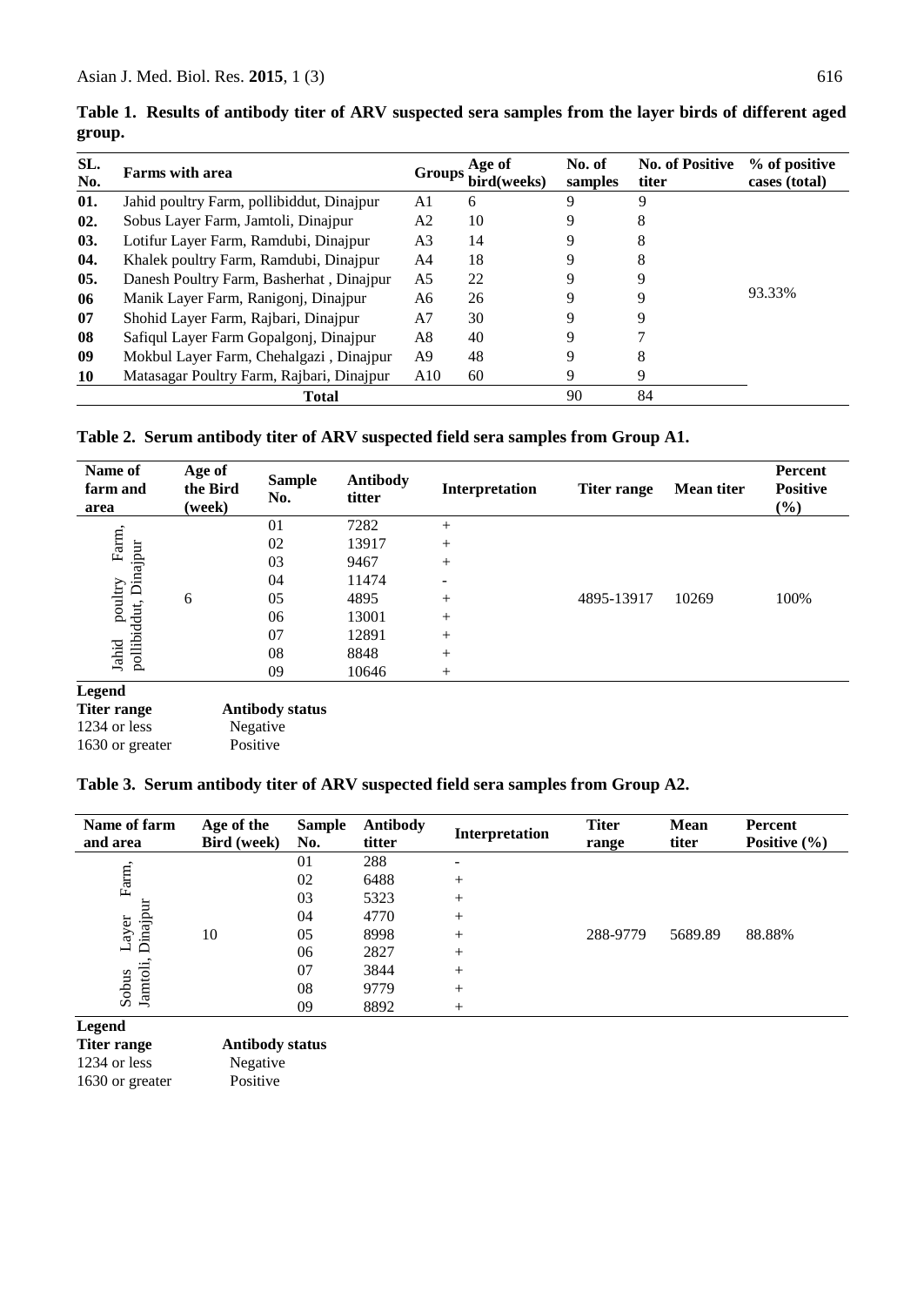**Table 1. Results of antibody titer of ARV suspected sera samples from the layer birds of different aged group.**

| SL. No. | Farms with area | Groups | Age of bird(weeks) | No. of samples | No. of Positive titer | % of positive cases (total) |
|---|---|---|---|---|---|---|
| 01. | Jahid poultry Farm, pollibiddut, Dinajpur | A1 | 6 | 9 | 9 | 93.33% |
| 02. | Sobus Layer Farm, Jamtoli, Dinajpur | A2 | 10 | 9 | 8 | |
| 03. | Lotifur Layer Farm, Ramdubi, Dinajpur | A3 | 14 | 9 | 8 | |
| 04. | Khalek poultry Farm, Ramdubi, Dinajpur | A4 | 18 | 9 | 8 | |
| 05. | Danesh Poultry Farm, Basherhat , Dinajpur | A5 | 22 | 9 | 9 | |
| 06 | Manik Layer Farm, Ranigonj, Dinajpur | A6 | 26 | 9 | 9 | |
| 07 | Shohid Layer Farm, Rajbari, Dinajpur | A7 | 30 | 9 | 9 | |
| 08 | Safiqul Layer Farm Gopalgonj, Dinajpur | A8 | 40 | 9 | 7 | |
| 09 | Mokbul Layer Farm, Chehalgazi , Dinajpur | A9 | 48 | 9 | 8 | |
| 10 | Matasagar Poultry Farm, Rajbari, Dinajpur | A10 | 60 | 9 | 9 | |
| | **Total** | | | 90 | 84 | |

**Table 2. Serum antibody titer of ARV suspected field sera samples from Group A1.**

| Name of farm and area | Age of the Bird (week) | Sample No. | Antibody titter | Interpretation | Titer range | Mean titer | Percent Positive (%) |
|---|---|---|---|---|---|---|---|
| Jahid poultry Farm, pollibiddut, Dinajpur | 6 | 01 | 7282 | + | 4895-13917 | 10269 | 100% |
| | | 02 | 13917 | + | | | |
| | | 03 | 9467 | + | | | |
| | | 04 | 11474 | - | | | |
| | | 05 | 4895 | + | | | |
| | | 06 | 13001 | + | | | |
| | | 07 | 12891 | + | | | |
| | | 08 | 8848 | + | | | |
| | | 09 | 10646 | + | | | |

**Legend**

| Titer range | Antibody status |
|---|---|
| 1234 or less | Negative |
| 1630 or greater | Positive |

**Table 3. Serum antibody titer of ARV suspected field sera samples from Group A2.**

| Name of farm and area | Age of the Bird (week) | Sample No. | Antibody titter | Interpretation | Titer range | Mean titer | Percent Positive (%) |
|---|---|---|---|---|---|---|---|
| Sobus Layer Farm, Jamtoli, Dinajpur | 10 | 01 | 288 | - | 288-9779 | 5689.89 | 88.88% |
| | | 02 | 6488 | + | | | |
| | | 03 | 5323 | + | | | |
| | | 04 | 4770 | + | | | |
| | | 05 | 8998 | + | | | |
| | | 06 | 2827 | + | | | |
| | | 07 | 3844 | + | | | |
| | | 08 | 9779 | + | | | |
| | | 09 | 8892 | + | | | |

**Legend**

| Titer range | Antibody status |
|---|---|
| 1234 or less | Negative |
| 1630 or greater | Positive |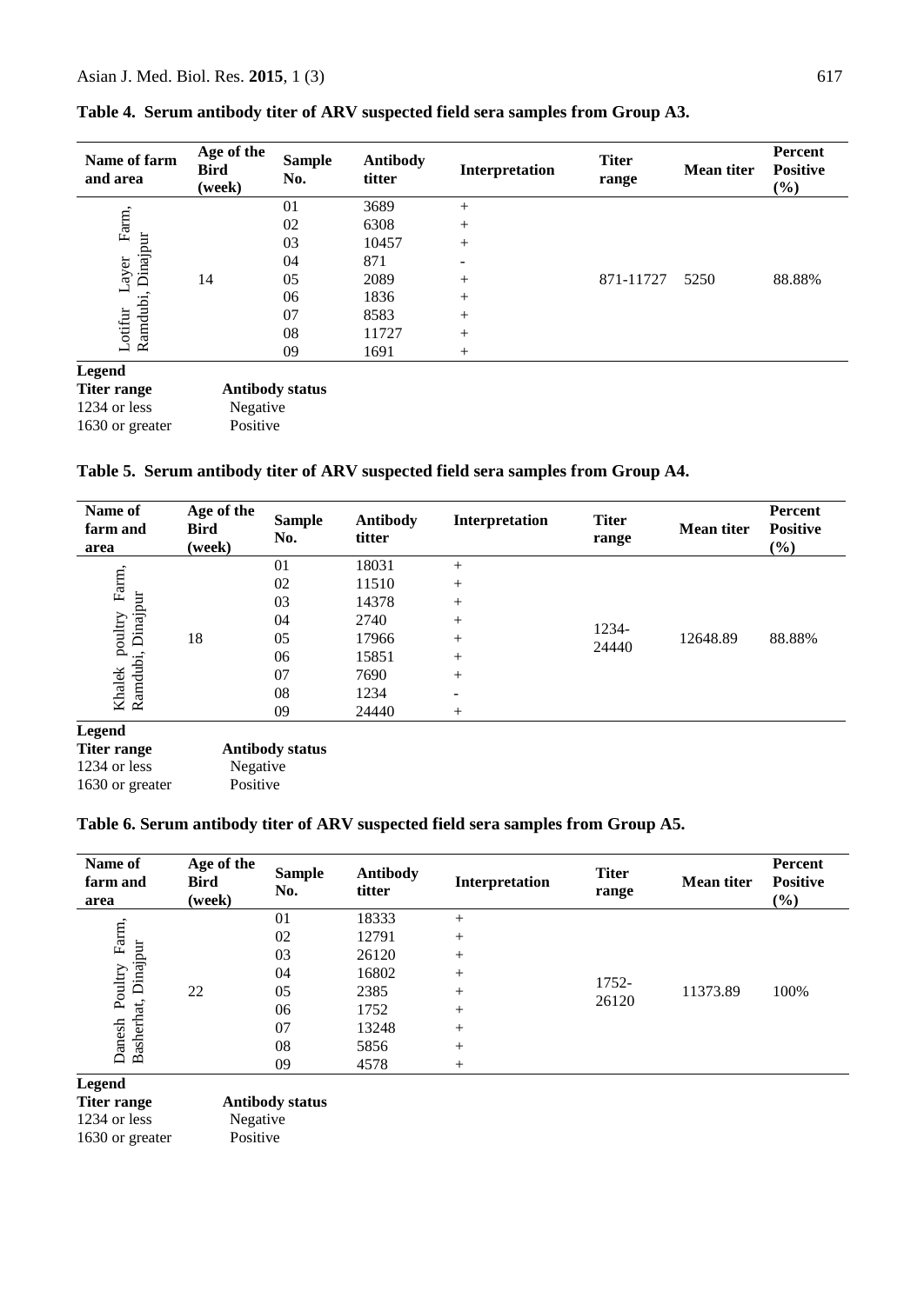**Table 4. Serum antibody titer of ARV suspected field sera samples from Group A3.**

| Name of farm and area | Age of the Bird (week) | Sample No. | Antibody titter | Interpretation | Titer range | Mean titer | Percent Positive (%) |
|---|---|---|---|---|---|---|---|
| Lotifur Layer Farm, Ramdubi, Dinajpur | 14 | 01 | 3689 | + | 871-11727 | 5250 | 88.88% |
| | | 02 | 6308 | + | | | |
| | | 03 | 10457 | + | | | |
| | | 04 | 871 | - | | | |
| | | 05 | 2089 | + | | | |
| | | 06 | 1836 | + | | | |
| | | 07 | 8583 | + | | | |
| | | 08 | 11727 | + | | | |
| | | 09 | 1691 | + | | | |

**Legend**

| **Titer range** | **Antibody status** |
|---|---|
| 1234 or less | Negative |
| 1630 or greater | Positive |

**Table 5. Serum antibody titer of ARV suspected field sera samples from Group A4.**

| Name of farm and area | Age of the Bird (week) | Sample No. | Antibody titter | Interpretation | Titer range | Mean titer | Percent Positive (%) |
|---|---|---|---|---|---|---|---|
| Khalek poultry Farm, Ramdubi, Dinajpur | 18 | 01 | 18031 | + | 1234-24440 | 12648.89 | 88.88% |
| | | 02 | 11510 | + | | | |
| | | 03 | 14378 | + | | | |
| | | 04 | 2740 | + | | | |
| | | 05 | 17966 | + | | | |
| | | 06 | 15851 | + | | | |
| | | 07 | 7690 | + | | | |
| | | 08 | 1234 | - | | | |
| | | 09 | 24440 | + | | | |

**Legend**

| **Titer range** | **Antibody status** |
|---|---|
| 1234 or less | Negative |
| 1630 or greater | Positive |

**Table 6. Serum antibody titer of ARV suspected field sera samples from Group A5.**

| Name of farm and area | Age of the Bird (week) | Sample No. | Antibody titter | Interpretation | Titer range | Mean titer | Percent Positive (%) |
|---|---|---|---|---|---|---|---|
| Danesh Poultry Farm, Basherhat, Dinajpur | 22 | 01 | 18333 | + | 1752-26120 | 11373.89 | 100% |
| | | 02 | 12791 | + | | | |
| | | 03 | 26120 | + | | | |
| | | 04 | 16802 | + | | | |
| | | 05 | 2385 | + | | | |
| | | 06 | 1752 | + | | | |
| | | 07 | 13248 | + | | | |
| | | 08 | 5856 | + | | | |
| | | 09 | 4578 | + | | | |

**Legend**

| **Titer range** | **Antibody status** |
|---|---|
| 1234 or less | Negative |
| 1630 or greater | Positive |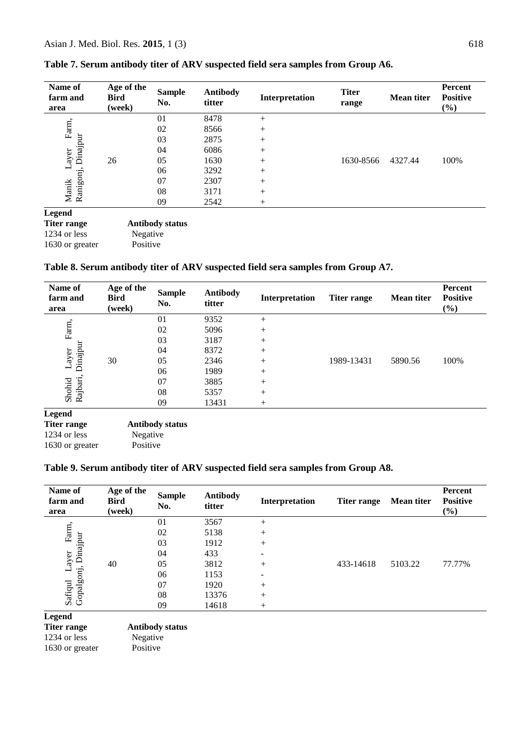**Table 7. Serum antibody titer of ARV suspected field sera samples from Group A6.**

| Name of farm and area | Age of the Bird (week) | Sample No. | Antibody titter | Interpretation | Titer range | Mean titer | Percent Positive (%) |
|---|---|---|---|---|---|---|---|
| Manik Layer Farm, Ranigonj, Dinajpur | 26 | 01 | 8478 | + | 1630-8566 | 4327.44 | 100% |
| | | 02 | 8566 | + | | | |
| | | 03 | 2875 | + | | | |
| | | 04 | 6086 | + | | | |
| | | 05 | 1630 | + | | | |
| | | 06 | 3292 | + | | | |
| | | 07 | 2307 | + | | | |
| | | 08 | 3171 | + | | | |
| | | 09 | 2542 | + | | | |

**Legend**

| Titer range | Antibody status |
|---|---|
| 1234 or less | Negative |
| 1630 or greater | Positive |

**Table 8. Serum antibody titer of ARV suspected field sera samples from Group A7.**

| Name of farm and area | Age of the Bird (week) | Sample No. | Antibody titter | Interpretation | Titer range | Mean titer | Percent Positive (%) |
|---|---|---|---|---|---|---|---|
| Shohid Layer Farm, Rajbari, Dinajpur | 30 | 01 | 9352 | + | 1989-13431 | 5890.56 | 100% |
| | | 02 | 5096 | + | | | |
| | | 03 | 3187 | + | | | |
| | | 04 | 8372 | + | | | |
| | | 05 | 2346 | + | | | |
| | | 06 | 1989 | + | | | |
| | | 07 | 3885 | + | | | |
| | | 08 | 5357 | + | | | |
| | | 09 | 13431 | + | | | |

**Legend**

| Titer range | Antibody status |
|---|---|
| 1234 or less | Negative |
| 1630 or greater | Positive |

**Table 9. Serum antibody titer of ARV suspected field sera samples from Group A8.**

| Name of farm and area | Age of the Bird (week) | Sample No. | Antibody titter | Interpretation | Titer range | Mean titer | Percent Positive (%) |
|---|---|---|---|---|---|---|---|
| Safiqul Layer Farm, Gopalgonj, Dinajpur | 40 | 01 | 3567 | + | 433-14618 | 5103.22 | 77.77% |
| | | 02 | 5138 | + | | | |
| | | 03 | 1912 | + | | | |
| | | 04 | 433 | - | | | |
| | | 05 | 3812 | + | | | |
| | | 06 | 1153 | - | | | |
| | | 07 | 1920 | + | | | |
| | | 08 | 13376 | + | | | |
| | | 09 | 14618 | + | | | |

**Legend**

| Titer range | Antibody status |
|---|---|
| 1234 or less | Negative |
| 1630 or greater | Positive |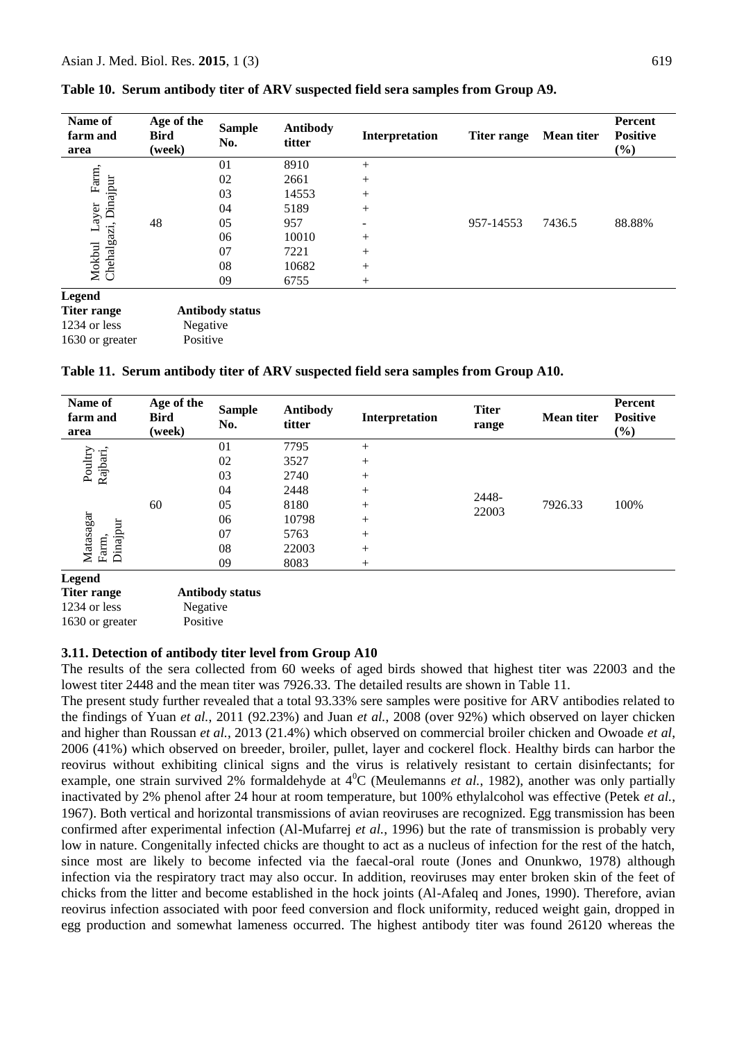**Table 10. Serum antibody titer of ARV suspected field sera samples from Group A9.**

| Name of farm and area | Age of the Bird (week) | Sample No. | Antibody titter | Interpretation | Titer range | Mean titer | Percent Positive (%) |
|---|---|---|---|---|---|---|---|
| Mokbul Layer Farm, Chehalgazi, Dinajpur | 48 | 01 | 8910 | + | 957-14553 | 7436.5 | 88.88% |
| | | 02 | 2661 | + | | | |
| | | 03 | 14553 | + | | | |
| | | 04 | 5189 | + | | | |
| | | 05 | 957 | - | | | |
| | | 06 | 10010 | + | | | |
| | | 07 | 7221 | + | | | |
| | | 08 | 10682 | + | | | |
| | | 09 | 6755 | + | | | |

**Legend**

| Titer range | Antibody status |
|---|---|
| 1234 or less | Negative |
| 1630 or greater | Positive |

**Table 11. Serum antibody titer of ARV suspected field sera samples from Group A10.**

| Name of farm and area | Age of the Bird (week) | Sample No. | Antibody titter | Interpretation | Titer range | Mean titer | Percent Positive (%) |
|---|---|---|---|---|---|---|---|
| Matasagar Poultry Farm, Rajbari, Dinajpur | 60 | 01 | 7795 | + | 2448-22003 | 7926.33 | 100% |
| | | 02 | 3527 | + | | | |
| | | 03 | 2740 | + | | | |
| | | 04 | 2448 | + | | | |
| | | 05 | 8180 | + | | | |
| | | 06 | 10798 | + | | | |
| | | 07 | 5763 | + | | | |
| | | 08 | 22003 | + | | | |
| | | 09 | 8083 | + | | | |

**Legend**

| Titer range | Antibody status |
|---|---|
| 1234 or less | Negative |
| 1630 or greater | Positive |

### 3.11. Detection of antibody titer level from Group A10

The results of the sera collected from 60 weeks of aged birds showed that highest titer was 22003 and the lowest titer 2448 and the mean titer was 7926.33. The detailed results are shown in Table 11.

The present study further revealed that a total 93.33% sere samples were positive for ARV antibodies related to the findings of Yuan *et al.*, 2011 (92.23%) and Juan *et al.*, 2008 (over 92%) which observed on layer chicken and higher than Roussan *et al.*, 2013 (21.4%) which observed on commercial broiler chicken and Owoade *et al*, 2006 (41%) which observed on breeder, broiler, pullet, layer and cockerel flock. Healthy birds can harbor the reovirus without exhibiting clinical signs and the virus is relatively resistant to certain disinfectants; for example, one strain survived 2% formaldehyde at $4^0$C (Meulemanns *et al.*, 1982), another was only partially inactivated by 2% phenol after 24 hour at room temperature, but 100% ethylalcohol was effective (Petek *et al.*, 1967). Both vertical and horizontal transmissions of avian reoviruses are recognized. Egg transmission has been confirmed after experimental infection (Al-Mufarrej *et al.*, 1996) but the rate of transmission is probably very low in nature. Congenitally infected chicks are thought to act as a nucleus of infection for the rest of the hatch, since most are likely to become infected via the faecal-oral route (Jones and Onunkwo, 1978) although infection via the respiratory tract may also occur. In addition, reoviruses may enter broken skin of the feet of chicks from the litter and become established in the hock joints (Al-Afaleq and Jones, 1990). Therefore, avian reovirus infection associated with poor feed conversion and flock uniformity, reduced weight gain, dropped in egg production and somewhat lameness occurred. The highest antibody titer was found 26120 whereas the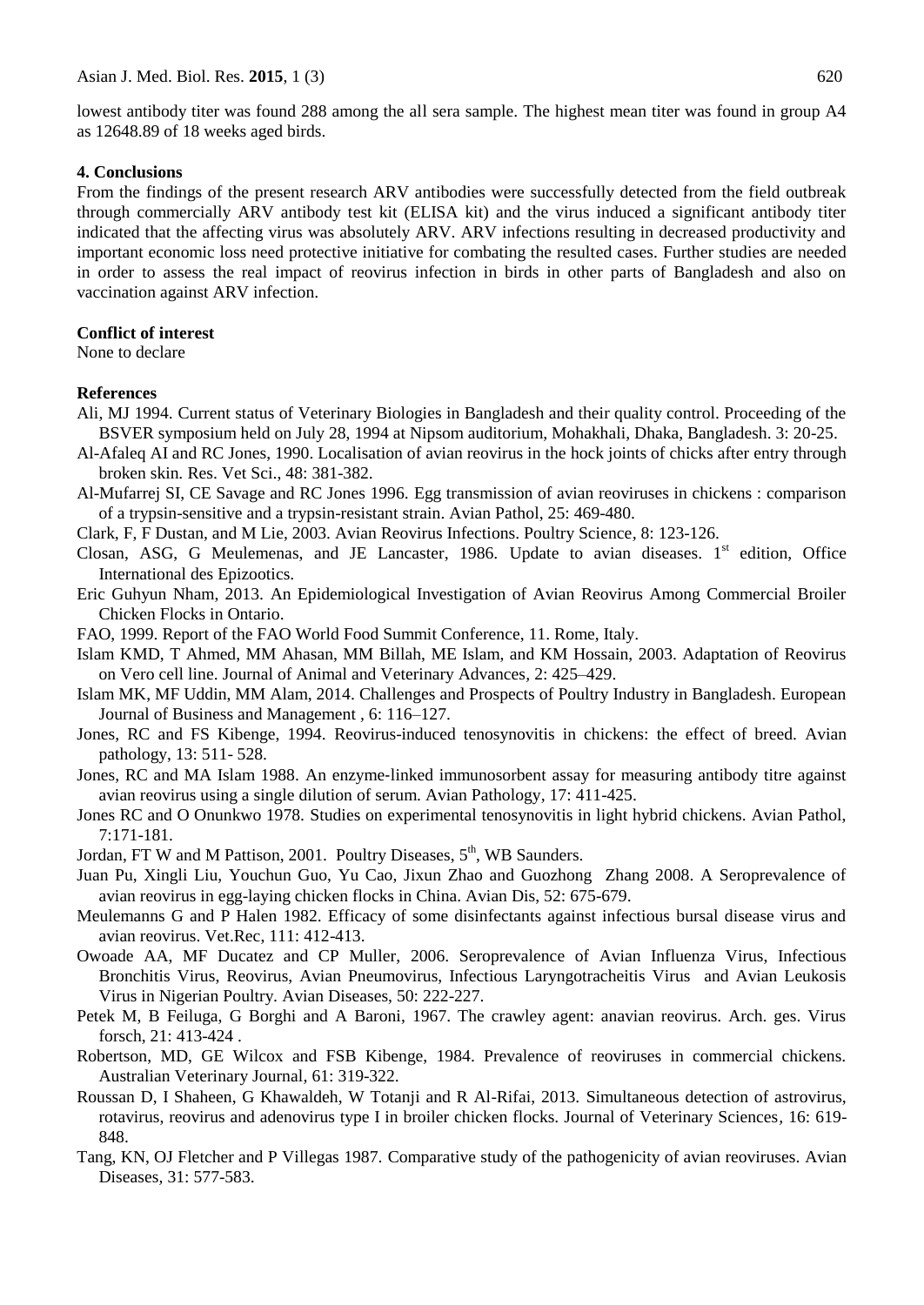lowest antibody titer was found 288 among the all sera sample. The highest mean titer was found in group A4 as 12648.89 of 18 weeks aged birds.

## 4. Conclusions

From the findings of the present research ARV antibodies were successfully detected from the field outbreak through commercially ARV antibody test kit (ELISA kit) and the virus induced a significant antibody titer indicated that the affecting virus was absolutely ARV. ARV infections resulting in decreased productivity and important economic loss need protective initiative for combating the resulted cases. Further studies are needed in order to assess the real impact of reovirus infection in birds in other parts of Bangladesh and also on vaccination against ARV infection.

## Conflict of interest

None to declare

## References

Ali, MJ 1994. Current status of Veterinary Biologies in Bangladesh and their quality control. Proceeding of the BSVER symposium held on July 28, 1994 at Nipsom auditorium, Mohakhali, Dhaka, Bangladesh. 3: 20-25.

Al-Afaleq AI and RC Jones, 1990. Localisation of avian reovirus in the hock joints of chicks after entry through broken skin. Res. Vet Sci., 48: 381-382.

Al-Mufarrej SI, CE Savage and RC Jones 1996. Egg transmission of avian reoviruses in chickens : comparison of a trypsin-sensitive and a trypsin-resistant strain. Avian Pathol, 25: 469-480.

Clark, F, F Dustan, and M Lie, 2003. Avian Reovirus Infections. Poultry Science, 8: 123-126.

Closan, ASG, G Meulemenas, and JE Lancaster, 1986. Update to avian diseases. 1st edition, Office International des Epizootics.

Eric Guhyun Nham, 2013. An Epidemiological Investigation of Avian Reovirus Among Commercial Broiler Chicken Flocks in Ontario.

FAO, 1999. Report of the FAO World Food Summit Conference, 11. Rome, Italy.

Islam KMD, T Ahmed, MM Ahasan, MM Billah, ME Islam, and KM Hossain, 2003. Adaptation of Reovirus on Vero cell line. Journal of Animal and Veterinary Advances, 2: 425–429.

Islam MK, MF Uddin, MM Alam, 2014. Challenges and Prospects of Poultry Industry in Bangladesh. European Journal of Business and Management , 6: 116–127.

Jones, RC and FS Kibenge, 1994. Reovirus-induced tenosynovitis in chickens: the effect of breed. Avian pathology, 13: 511- 528.

Jones, RC and MA Islam 1988. An enzyme-linked immunosorbent assay for measuring antibody titre against avian reovirus using a single dilution of serum. Avian Pathology, 17: 411-425.

Jones RC and O Onunkwo 1978. Studies on experimental tenosynovitis in light hybrid chickens. Avian Pathol, 7:171-181.

Jordan, FT W and M Pattison, 2001. Poultry Diseases, 5th, WB Saunders.

Juan Pu, Xingli Liu, Youchun Guo, Yu Cao, Jixun Zhao and Guozhong Zhang 2008. A Seroprevalence of avian reovirus in egg-laying chicken flocks in China. Avian Dis, 52: 675-679.

Meulemanns G and P Halen 1982. Efficacy of some disinfectants against infectious bursal disease virus and avian reovirus. Vet.Rec, 111: 412-413.

Owoade AA, MF Ducatez and CP Muller, 2006. Seroprevalence of Avian Influenza Virus, Infectious Bronchitis Virus, Reovirus, Avian Pneumovirus, Infectious Laryngotracheitis Virus and Avian Leukosis Virus in Nigerian Poultry. Avian Diseases, 50: 222-227.

Petek M, B Feiluga, G Borghi and A Baroni, 1967. The crawley agent: anavian reovirus. Arch. ges. Virus forsch, 21: 413-424 .

Robertson, MD, GE Wilcox and FSB Kibenge, 1984. Prevalence of reoviruses in commercial chickens. Australian Veterinary Journal, 61: 319-322.

Roussan D, I Shaheen, G Khawaldeh, W Totanji and R Al-Rifai, 2013. Simultaneous detection of astrovirus, rotavirus, reovirus and adenovirus type I in broiler chicken flocks. Journal of Veterinary Sciences, 16: 619-848.

Tang, KN, OJ Fletcher and P Villegas 1987. Comparative study of the pathogenicity of avian reoviruses. Avian Diseases, 31: 577-583.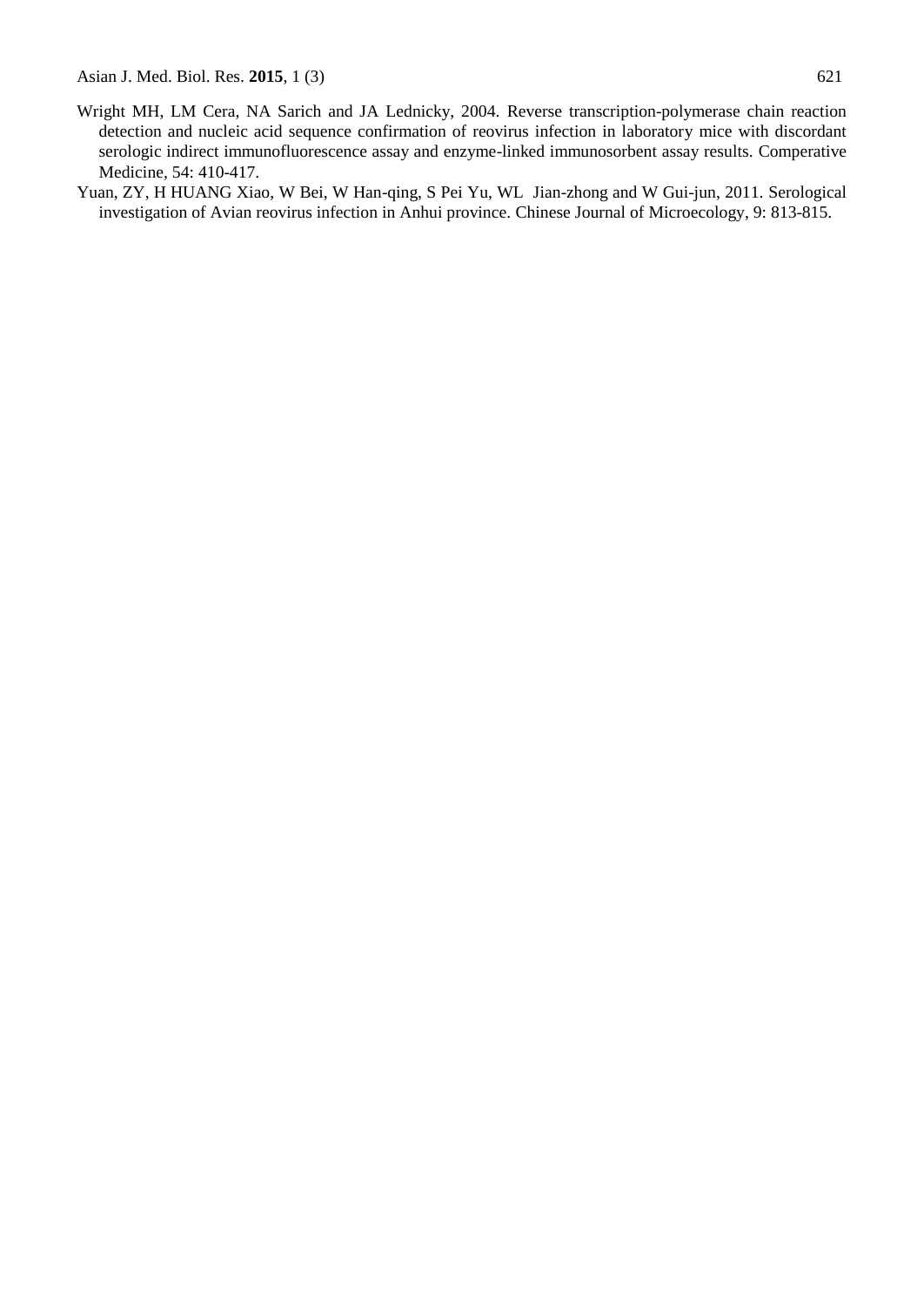Wright MH, LM Cera, NA Sarich and JA Lednicky, 2004. Reverse transcription-polymerase chain reaction detection and nucleic acid sequence confirmation of reovirus infection in laboratory mice with discordant serologic indirect immunofluorescence assay and enzyme-linked immunosorbent assay results. Comperative Medicine, 54: 410-417.

Yuan, ZY, H HUANG Xiao, W Bei, W Han-qing, S Pei Yu, WL Jian-zhong and W Gui-jun, 2011. Serological investigation of Avian reovirus infection in Anhui province. Chinese Journal of Microecology, 9: 813-815.